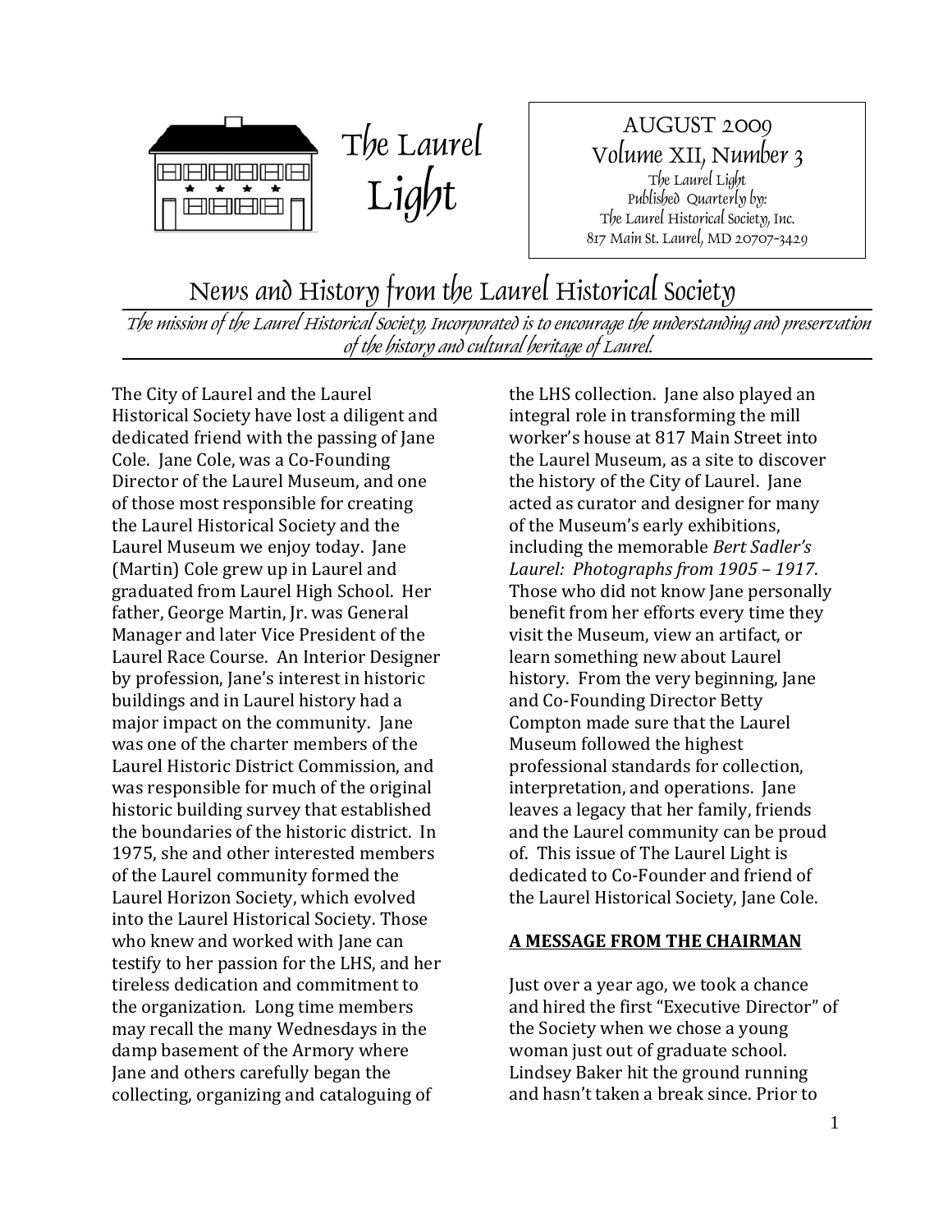# The Laurel Light

AUGUST 2009
Volume XII, Number 3
The Laurel Light
Published Quarterly by:
The Laurel Historical Society, Inc.
817 Main St. Laurel, MD 20707-3429

## News and History from the Laurel Historical Society

*The mission of the Laurel Historical Society, Incorporated is to encourage the understanding and preservation of the history and cultural heritage of Laurel.*

The City of Laurel and the Laurel Historical Society have lost a diligent and dedicated friend with the passing of Jane Cole. Jane Cole, was a Co-Founding Director of the Laurel Museum, and one of those most responsible for creating the Laurel Historical Society and the Laurel Museum we enjoy today. Jane (Martin) Cole grew up in Laurel and graduated from Laurel High School. Her father, George Martin, Jr. was General Manager and later Vice President of the Laurel Race Course. An Interior Designer by profession, Jane's interest in historic buildings and in Laurel history had a major impact on the community. Jane was one of the charter members of the Laurel Historic District Commission, and was responsible for much of the original historic building survey that established the boundaries of the historic district. In 1975, she and other interested members of the Laurel community formed the Laurel Horizon Society, which evolved into the Laurel Historical Society. Those who knew and worked with Jane can testify to her passion for the LHS, and her tireless dedication and commitment to the organization. Long time members may recall the many Wednesdays in the damp basement of the Armory where Jane and others carefully began the collecting, organizing and cataloguing of the LHS collection. Jane also played an integral role in transforming the mill worker's house at 817 Main Street into the Laurel Museum, as a site to discover the history of the City of Laurel. Jane acted as curator and designer for many of the Museum's early exhibitions, including the memorable *Bert Sadler's Laurel: Photographs from 1905 – 1917*. Those who did not know Jane personally benefit from her efforts every time they visit the Museum, view an artifact, or learn something new about Laurel history. From the very beginning, Jane and Co-Founding Director Betty Compton made sure that the Laurel Museum followed the highest professional standards for collection, interpretation, and operations. Jane leaves a legacy that her family, friends and the Laurel community can be proud of. This issue of The Laurel Light is dedicated to Co-Founder and friend of the Laurel Historical Society, Jane Cole.

### A MESSAGE FROM THE CHAIRMAN

Just over a year ago, we took a chance and hired the first "Executive Director" of the Society when we chose a young woman just out of graduate school. Lindsey Baker hit the ground running and hasn't taken a break since. Prior to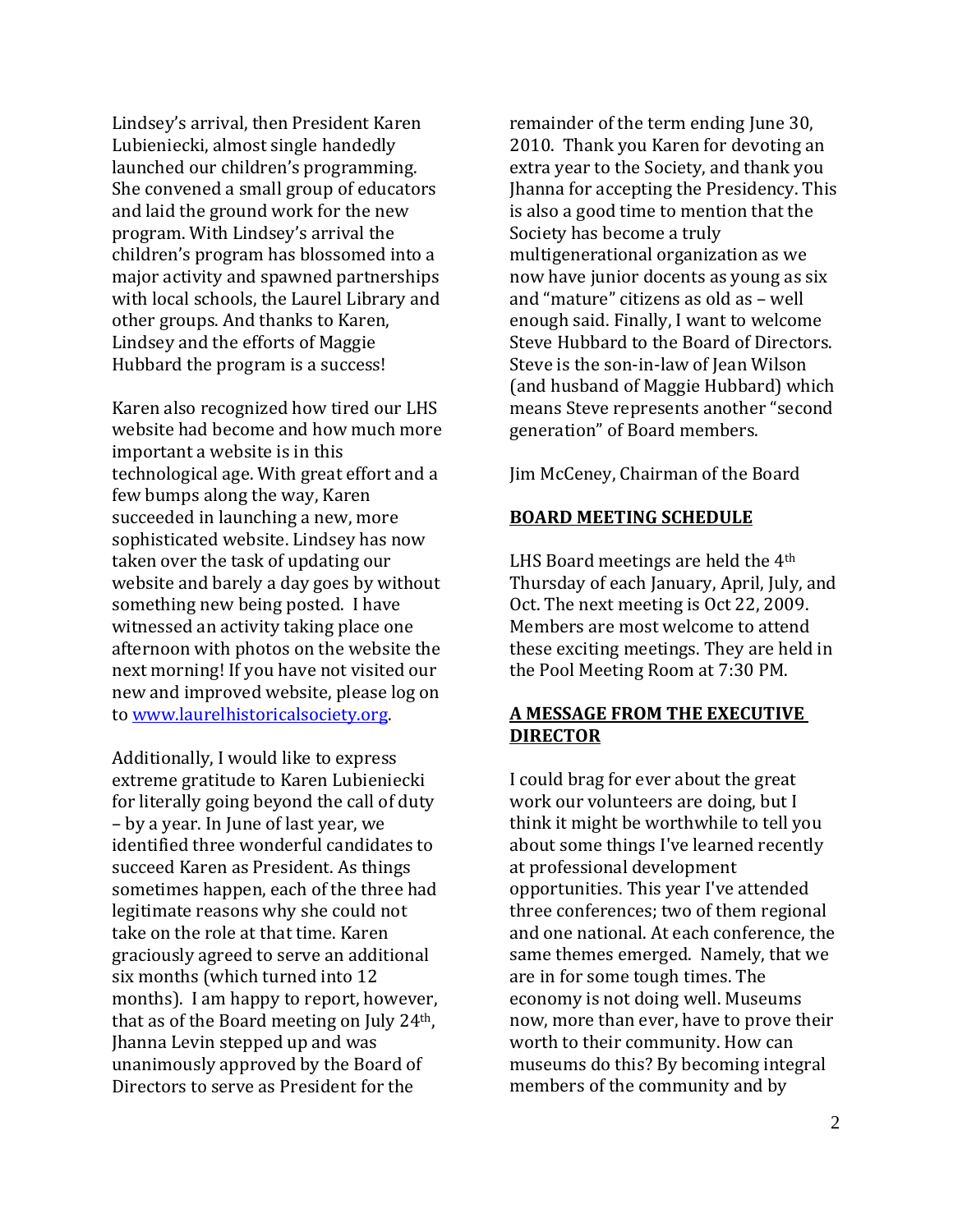Lindsey's arrival, then President Karen Lubieniecki, almost single handedly launched our children's programming. She convened a small group of educators and laid the ground work for the new program. With Lindsey's arrival the children's program has blossomed into a major activity and spawned partnerships with local schools, the Laurel Library and other groups. And thanks to Karen, Lindsey and the efforts of Maggie Hubbard the program is a success!

Karen also recognized how tired our LHS website had become and how much more important a website is in this technological age. With great effort and a few bumps along the way, Karen succeeded in launching a new, more sophisticated website. Lindsey has now taken over the task of updating our website and barely a day goes by without something new being posted. I have witnessed an activity taking place one afternoon with photos on the website the next morning! If you have not visited our new and improved website, please log on to [www.laurelhistoricalsociety.org](http://www.laurelhistoricalsociety.org).

Additionally, I would like to express extreme gratitude to Karen Lubieniecki for literally going beyond the call of duty – by a year. In June of last year, we identified three wonderful candidates to succeed Karen as President. As things sometimes happen, each of the three had legitimate reasons why she could not take on the role at that time. Karen graciously agreed to serve an additional six months (which turned into 12 months). I am happy to report, however, that as of the Board meeting on July 24th, Jhanna Levin stepped up and was unanimously approved by the Board of Directors to serve as President for the remainder of the term ending June 30, 2010. Thank you Karen for devoting an extra year to the Society, and thank you Jhanna for accepting the Presidency. This is also a good time to mention that the Society has become a truly multigenerational organization as we now have junior docents as young as six and "mature" citizens as old as – well enough said. Finally, I want to welcome Steve Hubbard to the Board of Directors. Steve is the son-in-law of Jean Wilson (and husband of Maggie Hubbard) which means Steve represents another "second generation" of Board members.

Jim McCeney, Chairman of the Board

## BOARD MEETING SCHEDULE

LHS Board meetings are held the 4th Thursday of each January, April, July, and Oct. The next meeting is Oct 22, 2009. Members are most welcome to attend these exciting meetings. They are held in the Pool Meeting Room at 7:30 PM.

## A MESSAGE FROM THE EXECUTIVE DIRECTOR

I could brag for ever about the great work our volunteers are doing, but I think it might be worthwhile to tell you about some things I've learned recently at professional development opportunities. This year I've attended three conferences; two of them regional and one national. At each conference, the same themes emerged. Namely, that we are in for some tough times. The economy is not doing well. Museums now, more than ever, have to prove their worth to their community. How can museums do this? By becoming integral members of the community and by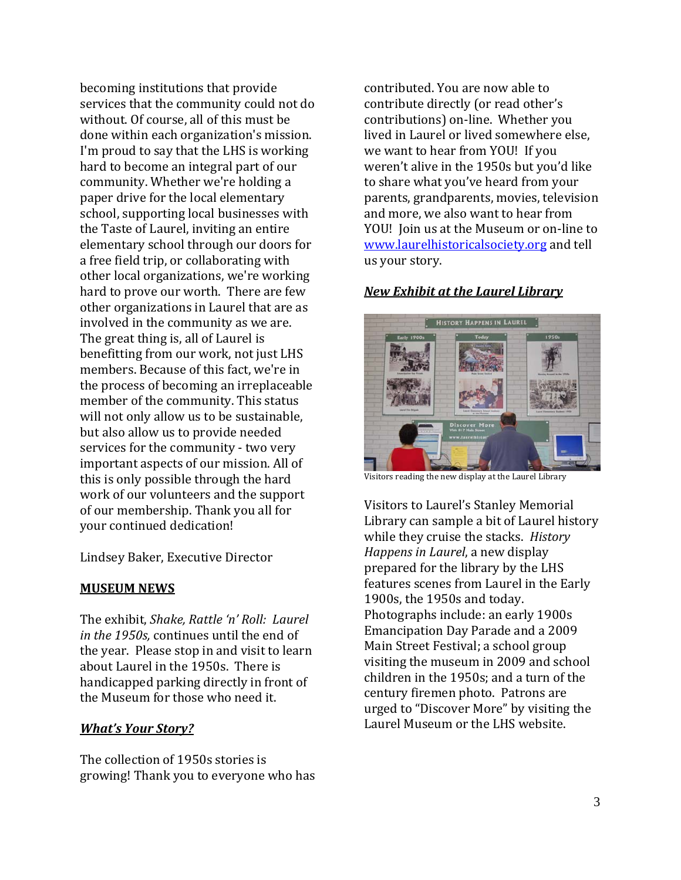becoming institutions that provide services that the community could not do without. Of course, all of this must be done within each organization's mission. I'm proud to say that the LHS is working hard to become an integral part of our community. Whether we're holding a paper drive for the local elementary school, supporting local businesses with the Taste of Laurel, inviting an entire elementary school through our doors for a free field trip, or collaborating with other local organizations, we're working hard to prove our worth. There are few other organizations in Laurel that are as involved in the community as we are. The great thing is, all of Laurel is benefitting from our work, not just LHS members. Because of this fact, we're in the process of becoming an irreplaceable member of the community. This status will not only allow us to be sustainable, but also allow us to provide needed services for the community - two very important aspects of our mission. All of this is only possible through the hard work of our volunteers and the support of our membership. Thank you all for your continued dedication!

Lindsey Baker, Executive Director

## MUSEUM NEWS

The exhibit, *Shake, Rattle 'n' Roll: Laurel in the 1950s,* continues until the end of the year. Please stop in and visit to learn about Laurel in the 1950s. There is handicapped parking directly in front of the Museum for those who need it.

### *What's Your Story?*

The collection of 1950s stories is growing! Thank you to everyone who has contributed. You are now able to contribute directly (or read other's contributions) on-line. Whether you lived in Laurel or lived somewhere else, we want to hear from YOU! If you weren't alive in the 1950s but you'd like to share what you've heard from your parents, grandparents, movies, television and more, we also want to hear from YOU! Join us at the Museum or on-line to www.laurelhistoricalsociety.org and tell us your story.

### *New Exhibit at the Laurel Library*

Visitors reading the new display at the Laurel Library

Visitors to Laurel's Stanley Memorial Library can sample a bit of Laurel history while they cruise the stacks. *History Happens in Laurel*, a new display prepared for the library by the LHS features scenes from Laurel in the Early 1900s, the 1950s and today. Photographs include: an early 1900s Emancipation Day Parade and a 2009 Main Street Festival; a school group visiting the museum in 2009 and school children in the 1950s; and a turn of the century firemen photo. Patrons are urged to "Discover More" by visiting the Laurel Museum or the LHS website.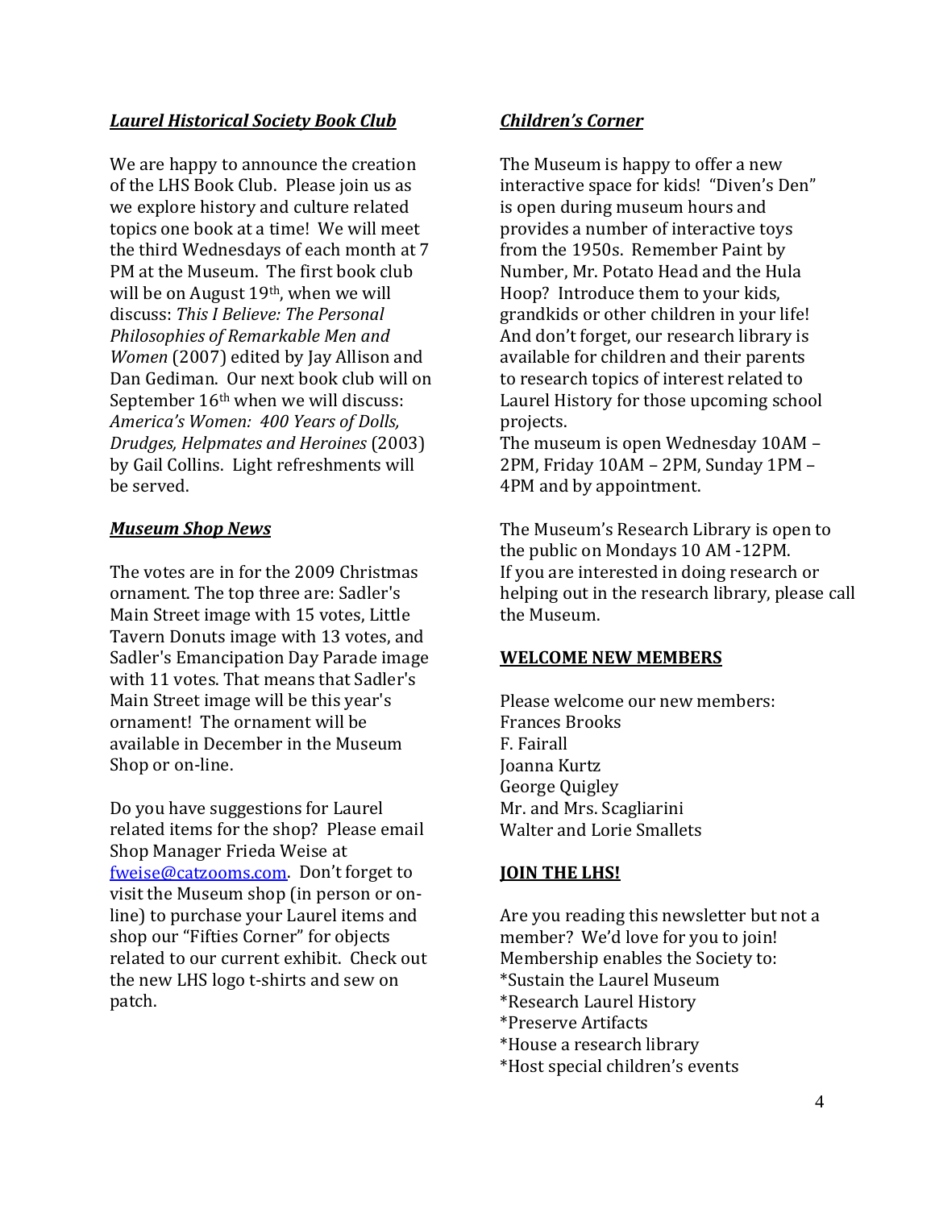## ***Laurel Historical Society Book Club***

We are happy to announce the creation of the LHS Book Club. Please join us as we explore history and culture related topics one book at a time! We will meet the third Wednesdays of each month at 7 PM at the Museum. The first book club will be on August 19th, when we will discuss: *This I Believe: The Personal Philosophies of Remarkable Men and Women* (2007) edited by Jay Allison and Dan Gediman. Our next book club will on September 16th when we will discuss: *America's Women: 400 Years of Dolls, Drudges, Helpmates and Heroines* (2003) by Gail Collins. Light refreshments will be served.

## ***Museum Shop News***

The votes are in for the 2009 Christmas ornament. The top three are: Sadler's Main Street image with 15 votes, Little Tavern Donuts image with 13 votes, and Sadler's Emancipation Day Parade image with 11 votes. That means that Sadler's Main Street image will be this year's ornament! The ornament will be available in December in the Museum Shop or on-line.

Do you have suggestions for Laurel related items for the shop? Please email Shop Manager Frieda Weise at fweise@catzooms.com. Don't forget to visit the Museum shop (in person or on-line) to purchase your Laurel items and shop our "Fifties Corner" for objects related to our current exhibit. Check out the new LHS logo t-shirts and sew on patch.

## ***Children's Corner***

The Museum is happy to offer a new interactive space for kids! "Diven's Den" is open during museum hours and provides a number of interactive toys from the 1950s. Remember Paint by Number, Mr. Potato Head and the Hula Hoop? Introduce them to your kids, grandkids or other children in your life! And don't forget, our research library is available for children and their parents to research topics of interest related to Laurel History for those upcoming school projects.
The museum is open Wednesday 10AM – 2PM, Friday 10AM – 2PM, Sunday 1PM – 4PM and by appointment.

The Museum's Research Library is open to the public on Mondays 10 AM -12PM.
If you are interested in doing research or helping out in the research library, please call the Museum.

## **WELCOME NEW MEMBERS**

Please welcome our new members:
Frances Brooks
F. Fairall
Joanna Kurtz
George Quigley
Mr. and Mrs. Scagliarini
Walter and Lorie Smallets

## **JOIN THE LHS!**

Are you reading this newsletter but not a member? We'd love for you to join!
Membership enables the Society to:
*Sustain the Laurel Museum
*Research Laurel History
*Preserve Artifacts
*House a research library
*Host special children's events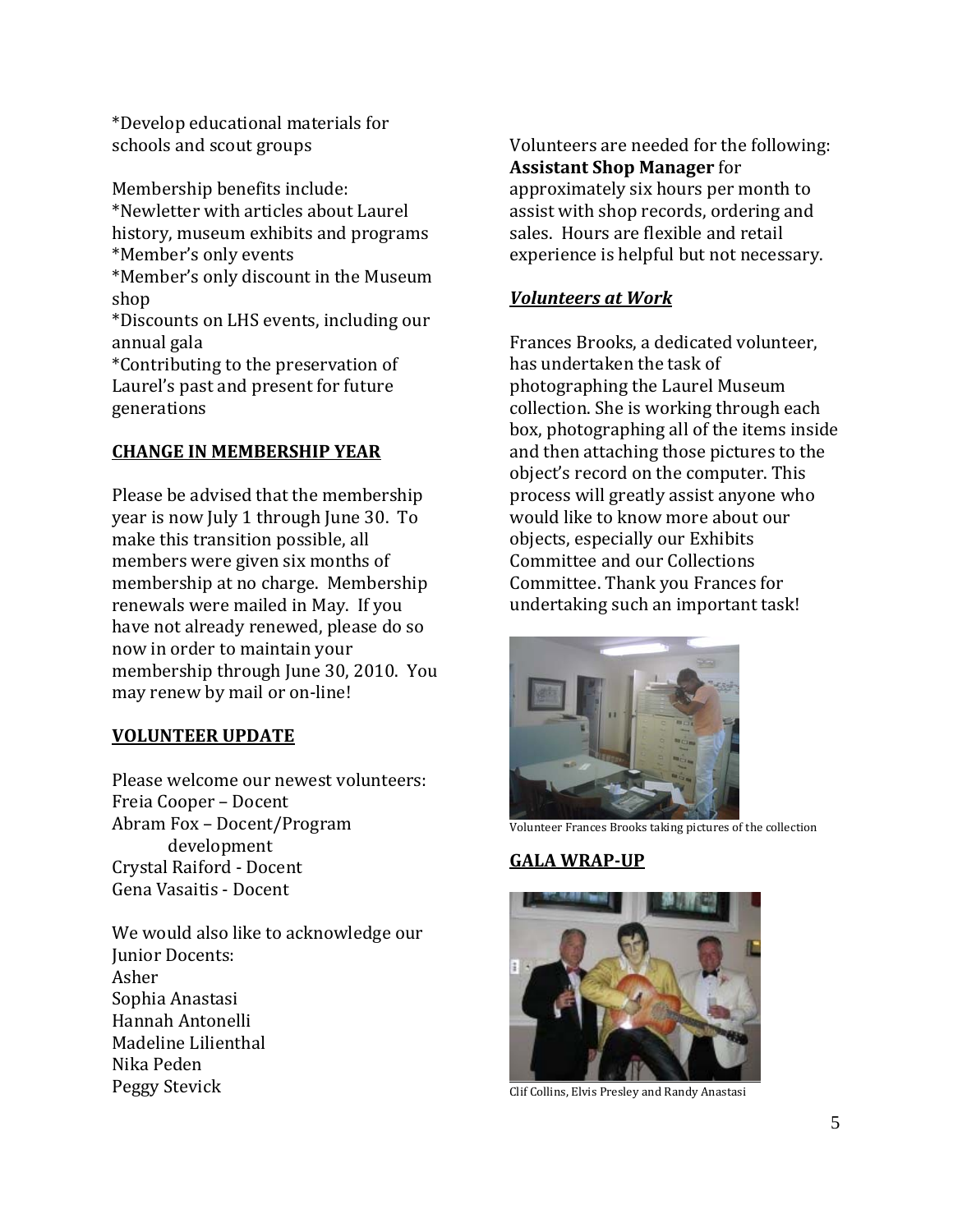*Develop educational materials for schools and scout groups

Membership benefits include:
*Newletter with articles about Laurel history, museum exhibits and programs
*Member's only events
*Member's only discount in the Museum shop
*Discounts on LHS events, including our annual gala
*Contributing to the preservation of Laurel's past and present for future generations

## CHANGE IN MEMBERSHIP YEAR

Please be advised that the membership year is now July 1 through June 30. To make this transition possible, all members were given six months of membership at no charge. Membership renewals were mailed in May. If you have not already renewed, please do so now in order to maintain your membership through June 30, 2010. You may renew by mail or on-line!

## VOLUNTEER UPDATE

Please welcome our newest volunteers:
Freia Cooper – Docent
Abram Fox – Docent/Program development
Crystal Raiford - Docent
Gena Vasaitis - Docent

We would also like to acknowledge our Junior Docents:
Asher
Sophia Anastasi
Hannah Antonelli
Madeline Lilienthal
Nika Peden
Peggy Stevick

Volunteers are needed for the following:
**Assistant Shop Manager** for approximately six hours per month to assist with shop records, ordering and sales. Hours are flexible and retail experience is helpful but not necessary.

## *Volunteers at Work*

Frances Brooks, a dedicated volunteer, has undertaken the task of photographing the Laurel Museum collection. She is working through each box, photographing all of the items inside and then attaching those pictures to the object's record on the computer. This process will greatly assist anyone who would like to know more about our objects, especially our Exhibits Committee and our Collections Committee. Thank you Frances for undertaking such an important task!

Volunteer Frances Brooks taking pictures of the collection

## GALA WRAP-UP

Clif Collins, Elvis Presley and Randy Anastasi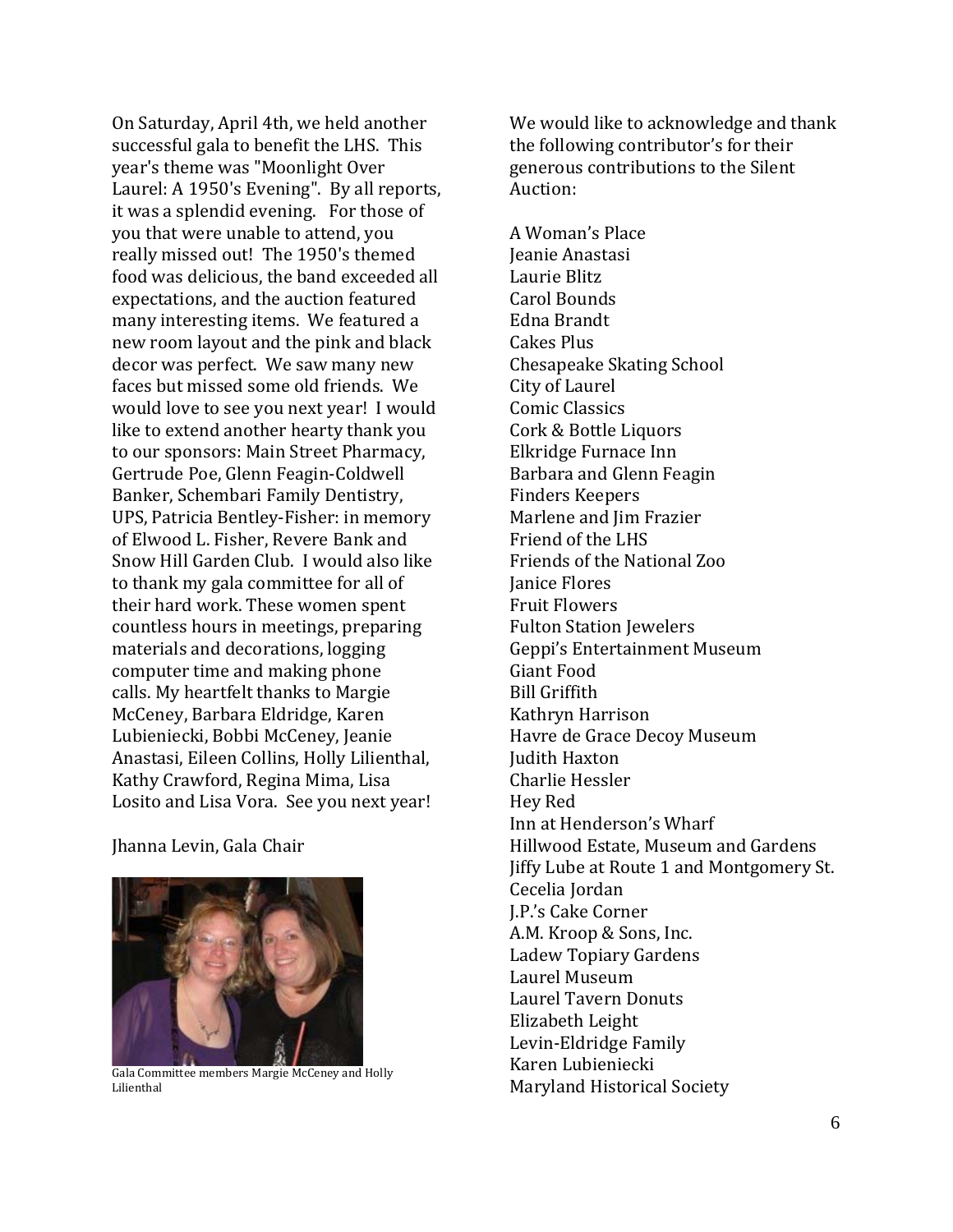On Saturday, April 4th, we held another successful gala to benefit the LHS. This year's theme was "Moonlight Over Laurel: A 1950's Evening". By all reports, it was a splendid evening. For those of you that were unable to attend, you really missed out! The 1950's themed food was delicious, the band exceeded all expectations, and the auction featured many interesting items. We featured a new room layout and the pink and black decor was perfect. We saw many new faces but missed some old friends. We would love to see you next year! I would like to extend another hearty thank you to our sponsors: Main Street Pharmacy, Gertrude Poe, Glenn Feagin-Coldwell Banker, Schembari Family Dentistry, UPS, Patricia Bentley-Fisher: in memory of Elwood L. Fisher, Revere Bank and Snow Hill Garden Club. I would also like to thank my gala committee for all of their hard work. These women spent countless hours in meetings, preparing materials and decorations, logging computer time and making phone calls. My heartfelt thanks to Margie McCeney, Barbara Eldridge, Karen Lubieniecki, Bobbi McCeney, Jeanie Anastasi, Eileen Collins, Holly Lilienthal, Kathy Crawford, Regina Mima, Lisa Losito and Lisa Vora. See you next year!

Jhanna Levin, Gala Chair

Gala Committee members Margie McCeney and Holly Lilienthal

We would like to acknowledge and thank the following contributor's for their generous contributions to the Silent Auction:

A Woman's Place
Jeanie Anastasi
Laurie Blitz
Carol Bounds
Edna Brandt
Cakes Plus
Chesapeake Skating School
City of Laurel
Comic Classics
Cork & Bottle Liquors
Elkridge Furnace Inn
Barbara and Glenn Feagin
Finders Keepers
Marlene and Jim Frazier
Friend of the LHS
Friends of the National Zoo
Janice Flores
Fruit Flowers
Fulton Station Jewelers
Geppi's Entertainment Museum
Giant Food
Bill Griffith
Kathryn Harrison
Havre de Grace Decoy Museum
Judith Haxton
Charlie Hessler
Hey Red
Inn at Henderson's Wharf
Hillwood Estate, Museum and Gardens
Jiffy Lube at Route 1 and Montgomery St.
Cecelia Jordan
J.P.'s Cake Corner
A.M. Kroop & Sons, Inc.
Ladew Topiary Gardens
Laurel Museum
Laurel Tavern Donuts
Elizabeth Leight
Levin-Eldridge Family
Karen Lubieniecki
Maryland Historical Society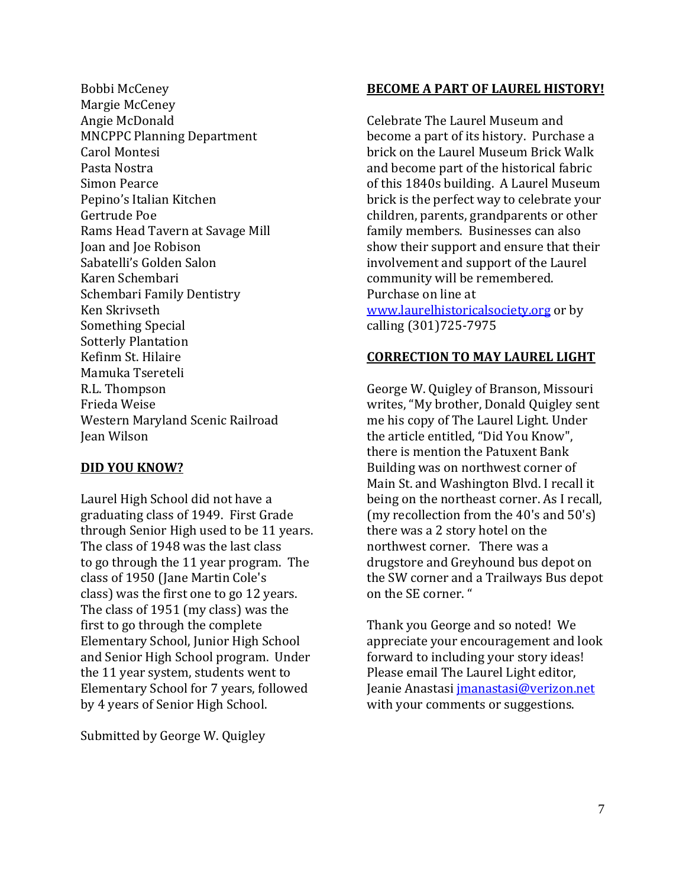Bobbi McCeney
Margie McCeney
Angie McDonald
MNCPPC Planning Department
Carol Montesi
Pasta Nostra
Simon Pearce
Pepino's Italian Kitchen
Gertrude Poe
Rams Head Tavern at Savage Mill
Joan and Joe Robison
Sabatelli's Golden Salon
Karen Schembari
Schembari Family Dentistry
Ken Skrivseth
Something Special
Sotterly Plantation
Kefinm St. Hilaire
Mamuka Tsereteli
R.L. Thompson
Frieda Weise
Western Maryland Scenic Railroad
Jean Wilson

## DID YOU KNOW?

Laurel High School did not have a graduating class of 1949. First Grade through Senior High used to be 11 years. The class of 1948 was the last class to go through the 11 year program. The class of 1950 (Jane Martin Cole's class) was the first one to go 12 years. The class of 1951 (my class) was the first to go through the complete Elementary School, Junior High School and Senior High School program. Under the 11 year system, students went to Elementary School for 7 years, followed by 4 years of Senior High School.

Submitted by George W. Quigley

## BECOME A PART OF LAUREL HISTORY!

Celebrate The Laurel Museum and become a part of its history. Purchase a brick on the Laurel Museum Brick Walk and become part of the historical fabric of this 1840s building. A Laurel Museum brick is the perfect way to celebrate your children, parents, grandparents or other family members. Businesses can also show their support and ensure that their involvement and support of the Laurel community will be remembered. Purchase on line at www.laurelhistoricalsociety.org or by calling (301)725-7975

## CORRECTION TO MAY LAUREL LIGHT

George W. Quigley of Branson, Missouri writes, "My brother, Donald Quigley sent me his copy of The Laurel Light. Under the article entitled, "Did You Know", there is mention the Patuxent Bank Building was on northwest corner of Main St. and Washington Blvd. I recall it being on the northeast corner. As I recall, (my recollection from the 40's and 50's) there was a 2 story hotel on the northwest corner. There was a drugstore and Greyhound bus depot on the SW corner and a Trailways Bus depot on the SE corner. "

Thank you George and so noted! We appreciate your encouragement and look forward to including your story ideas! Please email The Laurel Light editor, Jeanie Anastasi jmanastasi@verizon.net with your comments or suggestions.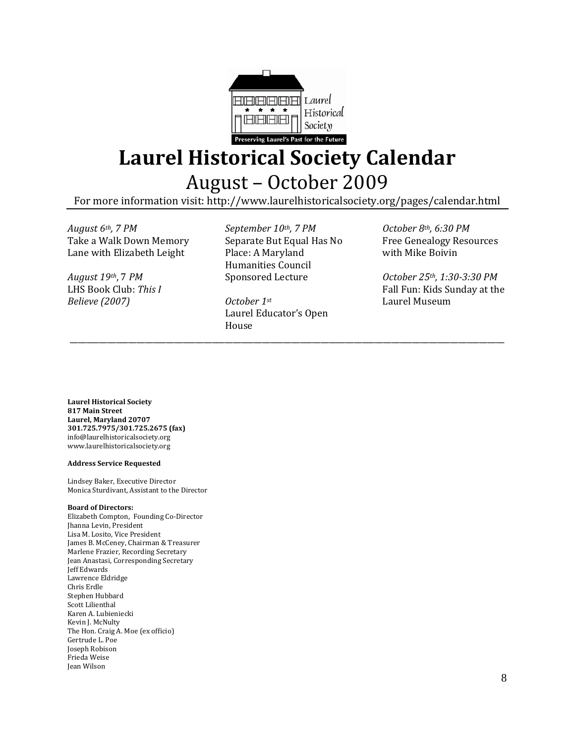# Laurel Historical Society Calendar

## August – October 2009

For more information visit: http://www.laurelhistoricalsociety.org/pages/calendar.html

*August 6th, 7 PM*
Take a Walk Down Memory Lane with Elizabeth Leight

*August 19th*, 7 *PM*
LHS Book Club: *This I Believe (2007)*

*September 10th, 7 PM*
Separate But Equal Has No Place: A Maryland Humanities Council Sponsored Lecture

*October 1st*
Laurel Educator's Open House

*October 8th, 6:30 PM*
Free Genealogy Resources with Mike Boivin

*October 25th, 1:30-3:30 PM*
Fall Fun: Kids Sunday at the Laurel Museum

---

**Laurel Historical Society**
**817 Main Street**
**Laurel, Maryland 20707**
**301.725.7975/301.725.2675 (fax)**
info@laurelhistoricalsociety.org
www.laurelhistoricalsociety.org

**Address Service Requested**

Lindsey Baker, Executive Director
Monica Sturdivant, Assistant to the Director

**Board of Directors:**
Elizabeth Compton, Founding Co-Director
Jhanna Levin, President
Lisa M. Losito, Vice President
James B. McCeney, Chairman & Treasurer
Marlene Frazier, Recording Secretary
Jean Anastasi, Corresponding Secretary
Jeff Edwards
Lawrence Eldridge
Chris Erdle
Stephen Hubbard
Scott Lilienthal
Karen A. Lubieniecki
Kevin J. McNulty
The Hon. Craig A. Moe (ex officio)
Gertrude L. Poe
Joseph Robison
Frieda Weise
Jean Wilson